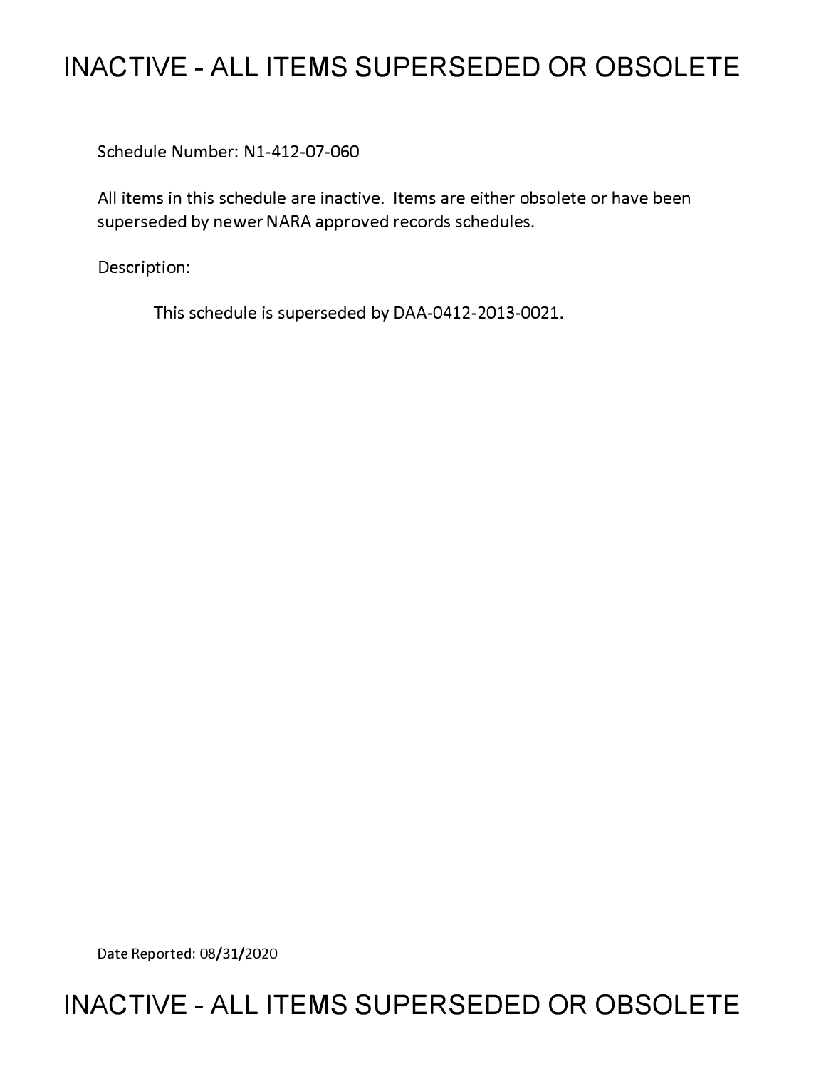# INACTIVE - ALL ITEMS SUPERSEDED OR OBSOLETE

Schedule Number: N1-412-07-060

All items in this schedule are inactive. Items are either obsolete or have been superseded by newer NARA approved records schedules.

Description:

This schedule is superseded by DAA-0412-2013-0021.

Date Reported: 08/31/2020

# INACTIVE - ALL ITEMS SUPERSEDED OR OBSOLETE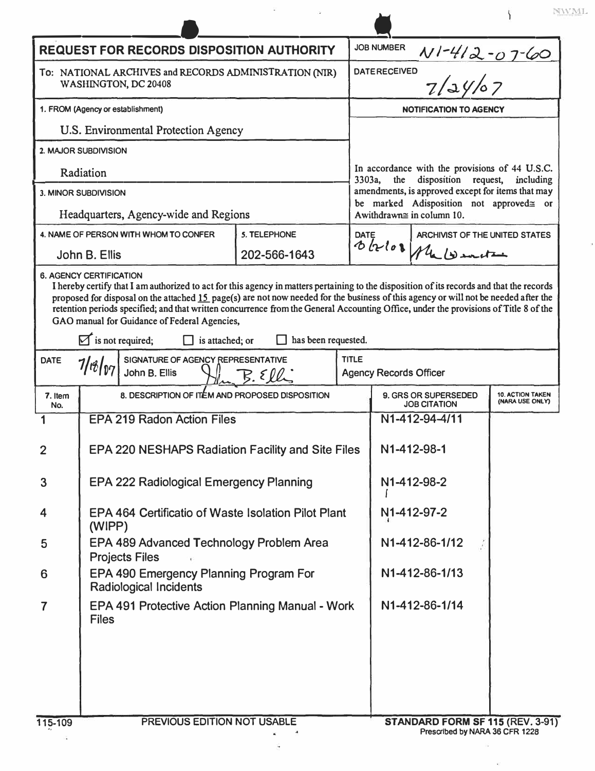# REQUEST FOR RECORDS DISPOSITION AUTHORITY

**JOB NUMBER** N1-412-07-60

**DATE RECEIVED** 7/24/07

To: NATIONAL ARCHIVES and RECORDS ADMINISTRATION (NIR) WASHINGTON, DC 20408

**1. FROM (Agency or establishment)**
U.S. Environmental Protection Agency

**2. MAJOR SUBDIVISION**
Radiation

**3. MINOR SUBDIVISION**
Headquarters, Agency-wide and Regions

**4. NAME OF PERSON WITH WHOM TO CONFER**
John B. Ellis

**5. TELEPHONE**
202-566-1643

**NOTIFICATION TO AGENCY**

In accordance with the provisions of 44 U.S.C. 3303a, the disposition request, including amendments, is approved except for items that may be marked Adisposition not approved≅ or Awithdrawn≅ in column 10.

**DATE** 6/2/08 **ARCHIVIST OF THE UNITED STATES** [signature]

**6. AGENCY CERTIFICATION**

I hereby certify that I am authorized to act for this agency in matters pertaining to the disposition of its records and that the records proposed for disposal on the attached 15 page(s) are not now needed for the business of this agency or will not be needed after the retention periods specified; and that written concurrence from the General Accounting Office, under the provisions of Title 8 of the GAO manual for Guidance of Federal Agencies,

☑ is not required; ☐ is attached; or ☐ has been requested.

**DATE** 7/18/07 **SIGNATURE OF AGENCY REPRESENTATIVE** John B. Ellis [signature] **TITLE** Agency Records Officer

| 7. Item No. | 8. DESCRIPTION OF ITEM AND PROPOSED DISPOSITION | 9. GRS OR SUPERSEDED JOB CITATION | 10. ACTION TAKEN (NARA USE ONLY) |
|---|---|---|---|
| 1 | EPA 219 Radon Action Files | N1-412-94-4/11 | |
| 2 | EPA 220 NESHAPS Radiation Facility and Site Files | N1-412-98-1 | |
| 3 | EPA 222 Radiological Emergency Planning | N1-412-98-2 | |
| 4 | EPA 464 Certificatio of Waste Isolation Pilot Plant (WIPP) | N1-412-97-2 | |
| 5 | EPA 489 Advanced Technology Problem Area Projects Files | N1-412-86-1/12 | |
| 6 | EPA 490 Emergency Planning Program For Radiological Incidents | N1-412-86-1/13 | |
| 7 | EPA 491 Protective Action Planning Manual - Work Files | N1-412-86-1/14 | |

115-109 PREVIOUS EDITION NOT USABLE **STANDARD FORM SF 115 (REV. 3-91)** Prescribed by NARA 36 CFR 1228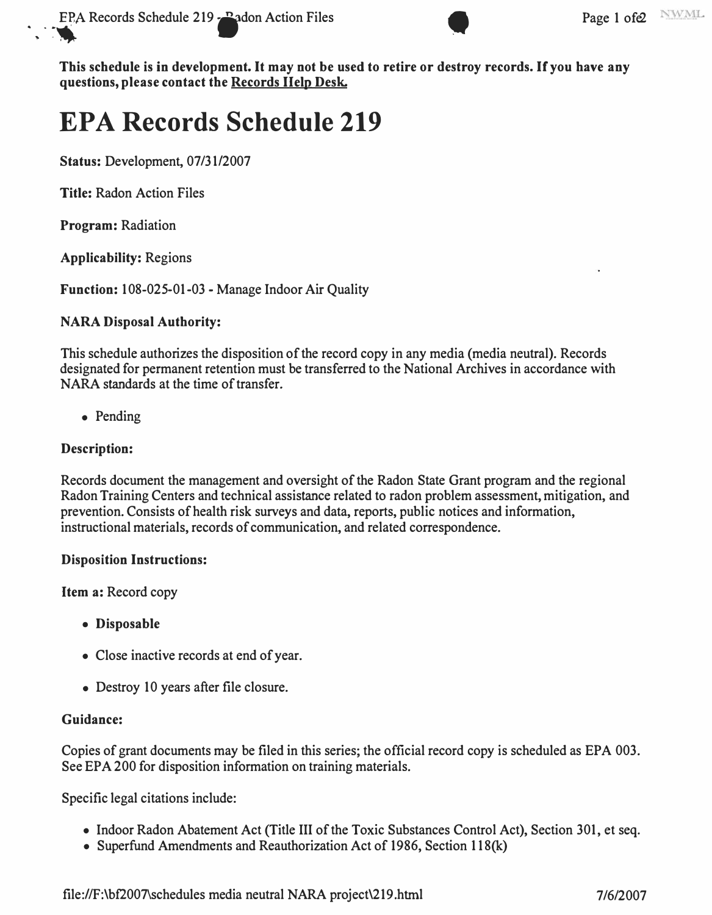**This schedule is in development. It may not be used to retire or destroy records. If you have any questions, please contact the Records Help Desk.**

# EPA Records Schedule 219

**Status:** Development, 07/31/2007

**Title:** Radon Action Files

**Program:** Radiation

**Applicability:** Regions

**Function:** 108-025-01-03 - Manage Indoor Air Quality

**NARA Disposal Authority:**

This schedule authorizes the disposition of the record copy in any media (media neutral). Records designated for permanent retention must be transferred to the National Archives in accordance with NARA standards at the time of transfer.

- Pending

**Description:**

Records document the management and oversight of the Radon State Grant program and the regional Radon Training Centers and technical assistance related to radon problem assessment, mitigation, and prevention. Consists of health risk surveys and data, reports, public notices and information, instructional materials, records of communication, and related correspondence.

**Disposition Instructions:**

**Item a:** Record copy

- **Disposable**
- Close inactive records at end of year.
- Destroy 10 years after file closure.

**Guidance:**

Copies of grant documents may be filed in this series; the official record copy is scheduled as EPA 003. See EPA 200 for disposition information on training materials.

Specific legal citations include:

- Indoor Radon Abatement Act (Title III of the Toxic Substances Control Act), Section 301, et seq.
- Superfund Amendments and Reauthorization Act of 1986, Section 118(k)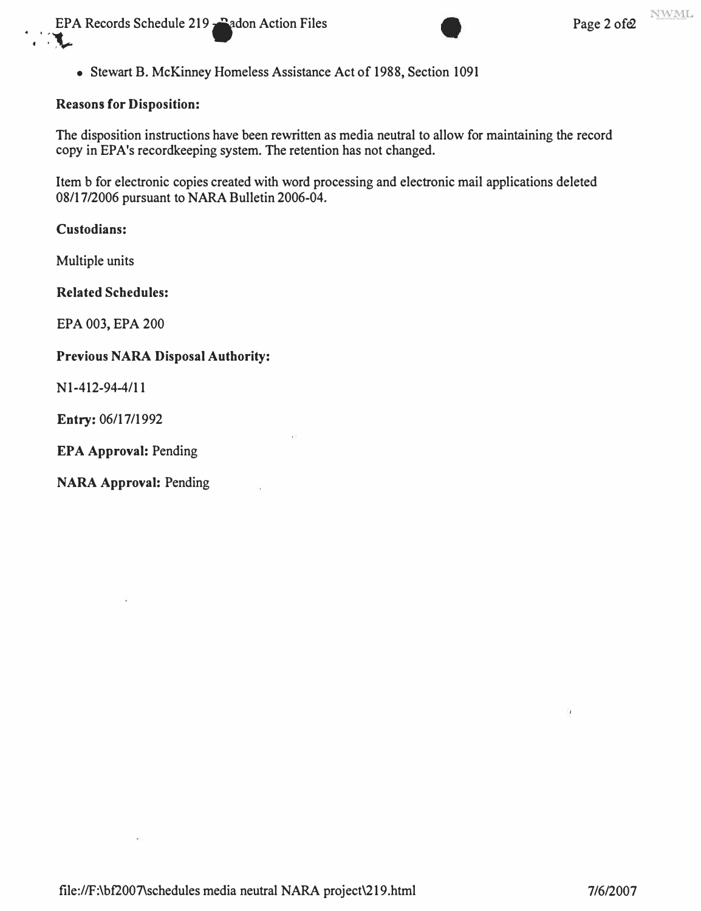- Stewart B. McKinney Homeless Assistance Act of 1988, Section 1091

**Reasons for Disposition:**

The disposition instructions have been rewritten as media neutral to allow for maintaining the record copy in EPA's recordkeeping system. The retention has not changed.

Item b for electronic copies created with word processing and electronic mail applications deleted 08/17/2006 pursuant to NARA Bulletin 2006-04.

**Custodians:**

Multiple units

**Related Schedules:**

EPA 003, EPA 200

**Previous NARA Disposal Authority:**

N1-412-94-4/11

**Entry:** 06/17/1992

**EPA Approval:** Pending

**NARA Approval:** Pending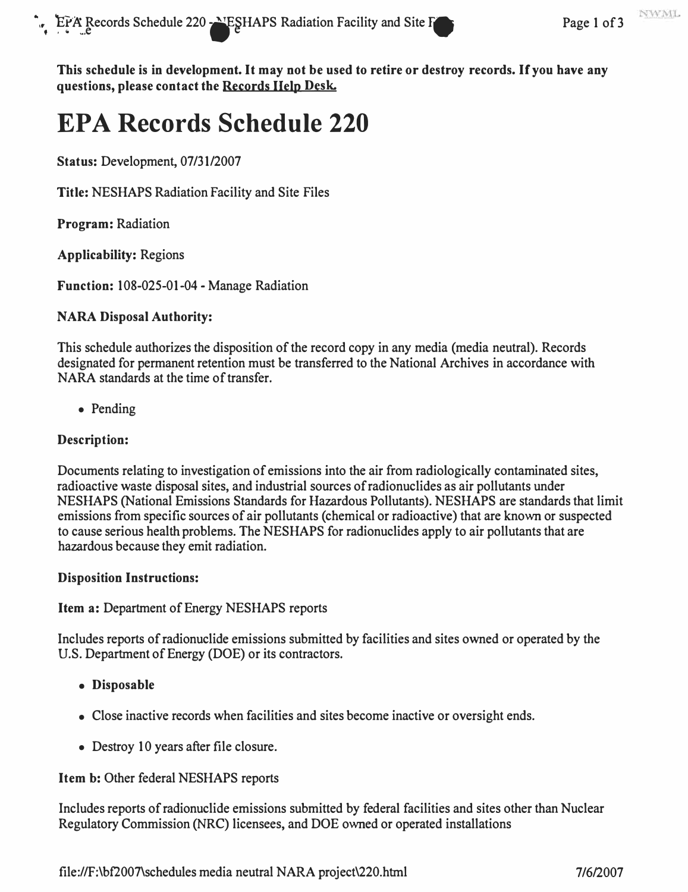**This schedule is in development. It may not be used to retire or destroy records. If you have any questions, please contact the Records Help Desk.**

# EPA Records Schedule 220

**Status:** Development, 07/31/2007

**Title:** NESHAPS Radiation Facility and Site Files

**Program:** Radiation

**Applicability:** Regions

**Function:** 108-025-01-04 - Manage Radiation

**NARA Disposal Authority:**

This schedule authorizes the disposition of the record copy in any media (media neutral). Records designated for permanent retention must be transferred to the National Archives in accordance with NARA standards at the time of transfer.

- Pending

**Description:**

Documents relating to investigation of emissions into the air from radiologically contaminated sites, radioactive waste disposal sites, and industrial sources of radionuclides as air pollutants under NESHAPS (National Emissions Standards for Hazardous Pollutants). NESHAPS are standards that limit emissions from specific sources of air pollutants (chemical or radioactive) that are known or suspected to cause serious health problems. The NESHAPS for radionuclides apply to air pollutants that are hazardous because they emit radiation.

**Disposition Instructions:**

**Item a:** Department of Energy NESHAPS reports

Includes reports of radionuclide emissions submitted by facilities and sites owned or operated by the U.S. Department of Energy (DOE) or its contractors.

- **Disposable**
- Close inactive records when facilities and sites become inactive or oversight ends.
- Destroy 10 years after file closure.

**Item b:** Other federal NESHAPS reports

Includes reports of radionuclide emissions submitted by federal facilities and sites other than Nuclear Regulatory Commission (NRC) licensees, and DOE owned or operated installations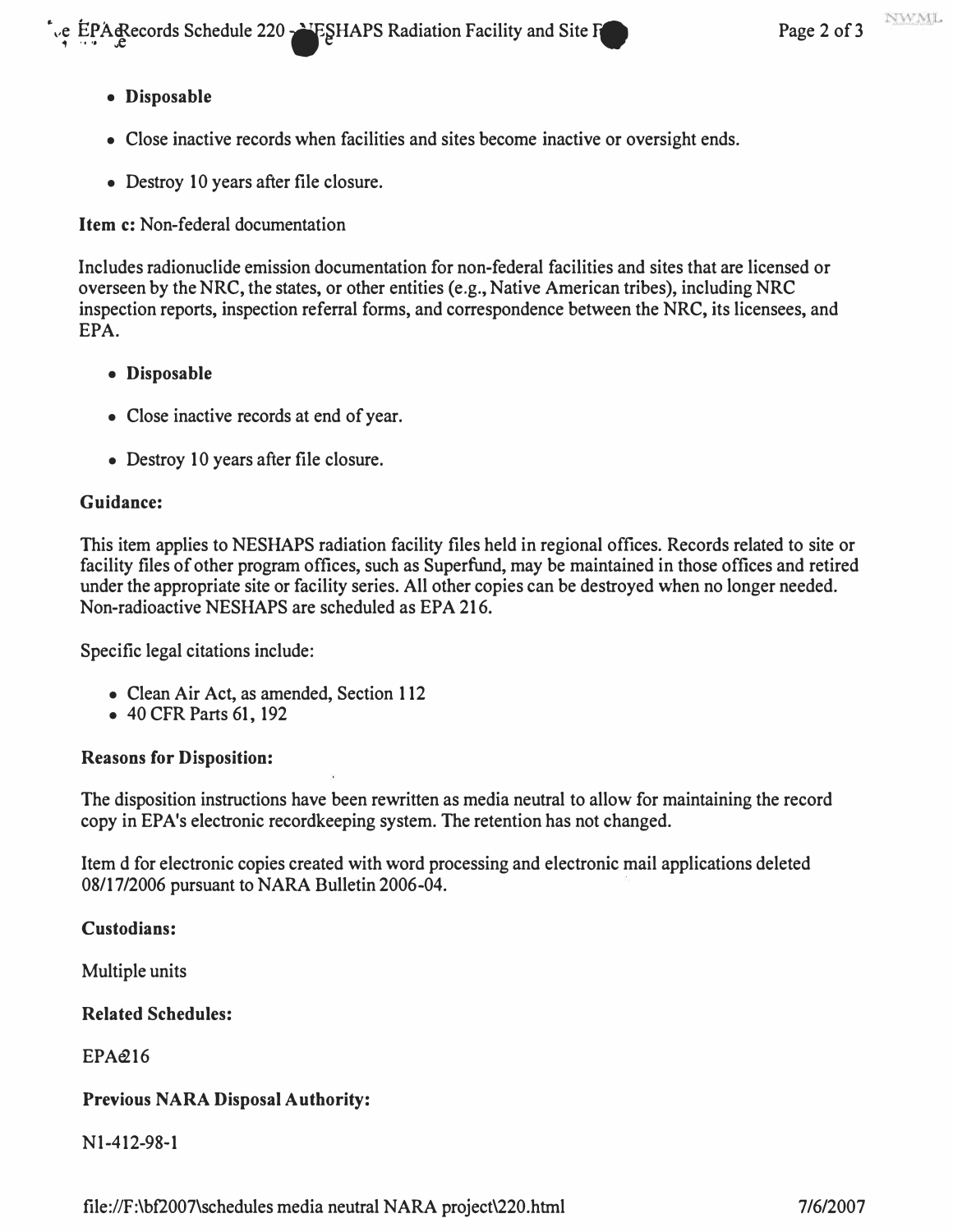- **Disposable**
- Close inactive records when facilities and sites become inactive or oversight ends.
- Destroy 10 years after file closure.

**Item c:** Non-federal documentation

Includes radionuclide emission documentation for non-federal facilities and sites that are licensed or overseen by the NRC, the states, or other entities (e.g., Native American tribes), including NRC inspection reports, inspection referral forms, and correspondence between the NRC, its licensees, and EPA.

- **Disposable**
- Close inactive records at end of year.
- Destroy 10 years after file closure.

**Guidance:**

This item applies to NESHAPS radiation facility files held in regional offices. Records related to site or facility files of other program offices, such as Superfund, may be maintained in those offices and retired under the appropriate site or facility series. All other copies can be destroyed when no longer needed. Non-radioactive NESHAPS are scheduled as EPA 216.

Specific legal citations include:

- Clean Air Act, as amended, Section 112
- 40 CFR Parts 61, 192

**Reasons for Disposition:**

The disposition instructions have been rewritten as media neutral to allow for maintaining the record copy in EPA's electronic recordkeeping system. The retention has not changed.

Item d for electronic copies created with word processing and electronic mail applications deleted 08/17/2006 pursuant to NARA Bulletin 2006-04.

**Custodians:**

Multiple units

**Related Schedules:**

EPA 216

**Previous NARA Disposal Authority:**

N1-412-98-1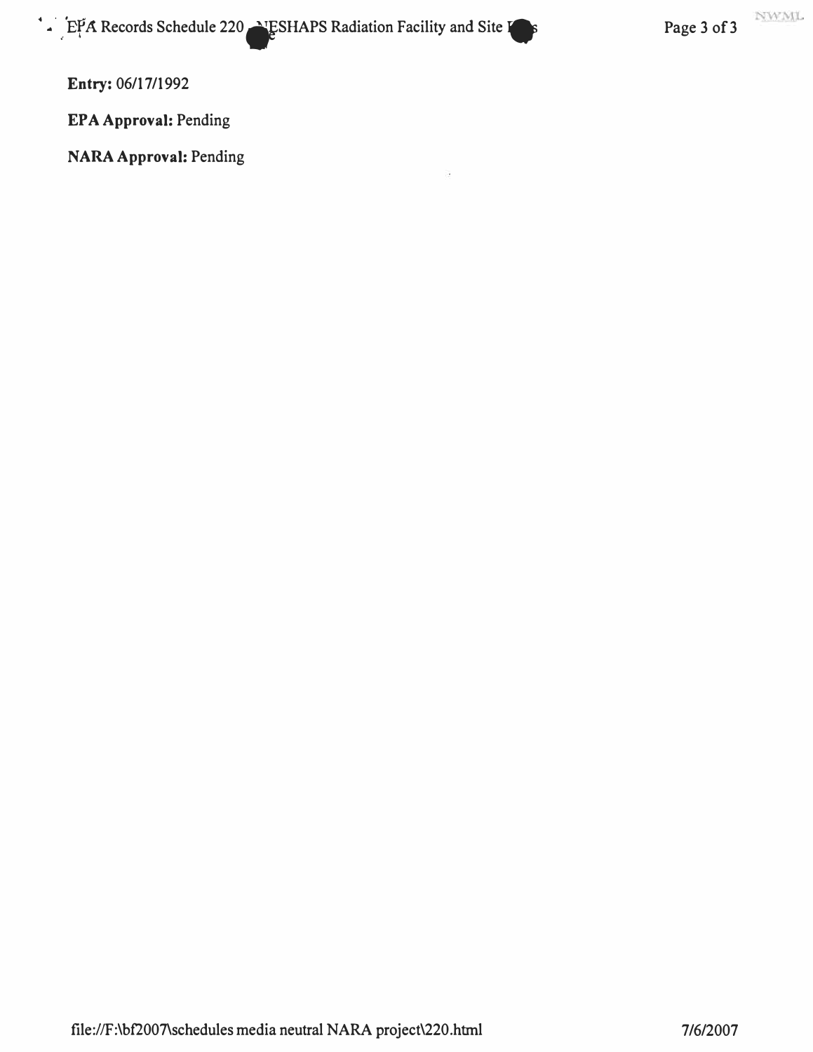**Entry:** 06/17/1992

**EPA Approval:** Pending

**NARA Approval:** Pending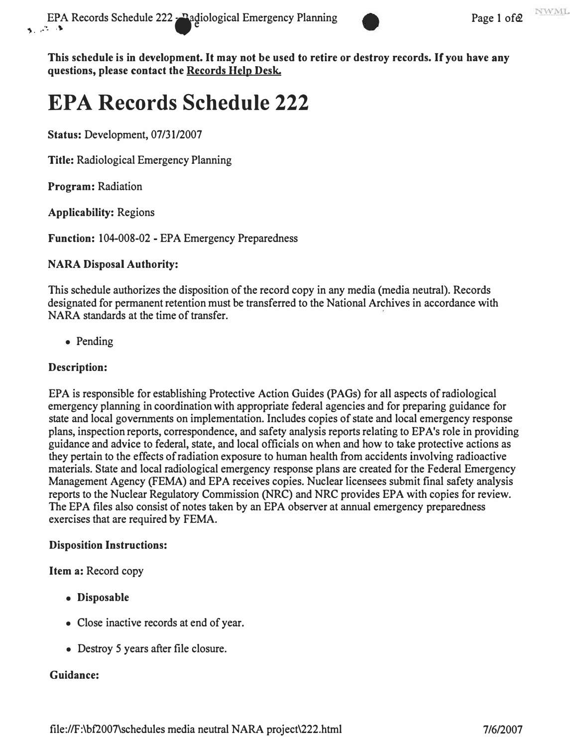**This schedule is in development. It may not be used to retire or destroy records. If you have any questions, please contact the Records Help Desk.**

# EPA Records Schedule 222

**Status:** Development, 07/31/2007

**Title:** Radiological Emergency Planning

**Program:** Radiation

**Applicability:** Regions

**Function:** 104-008-02 - EPA Emergency Preparedness

**NARA Disposal Authority:**

This schedule authorizes the disposition of the record copy in any media (media neutral). Records designated for permanent retention must be transferred to the National Archives in accordance with NARA standards at the time of transfer.

- Pending

**Description:**

EPA is responsible for establishing Protective Action Guides (PAGs) for all aspects of radiological emergency planning in coordination with appropriate federal agencies and for preparing guidance for state and local governments on implementation. Includes copies of state and local emergency response plans, inspection reports, correspondence, and safety analysis reports relating to EPA's role in providing guidance and advice to federal, state, and local officials on when and how to take protective actions as they pertain to the effects of radiation exposure to human health from accidents involving radioactive materials. State and local radiological emergency response plans are created for the Federal Emergency Management Agency (FEMA) and EPA receives copies. Nuclear licensees submit final safety analysis reports to the Nuclear Regulatory Commission (NRC) and NRC provides EPA with copies for review. The EPA files also consist of notes taken by an EPA observer at annual emergency preparedness exercises that are required by FEMA.

**Disposition Instructions:**

**Item a:** Record copy

- **Disposable**
- Close inactive records at end of year.
- Destroy 5 years after file closure.

**Guidance:**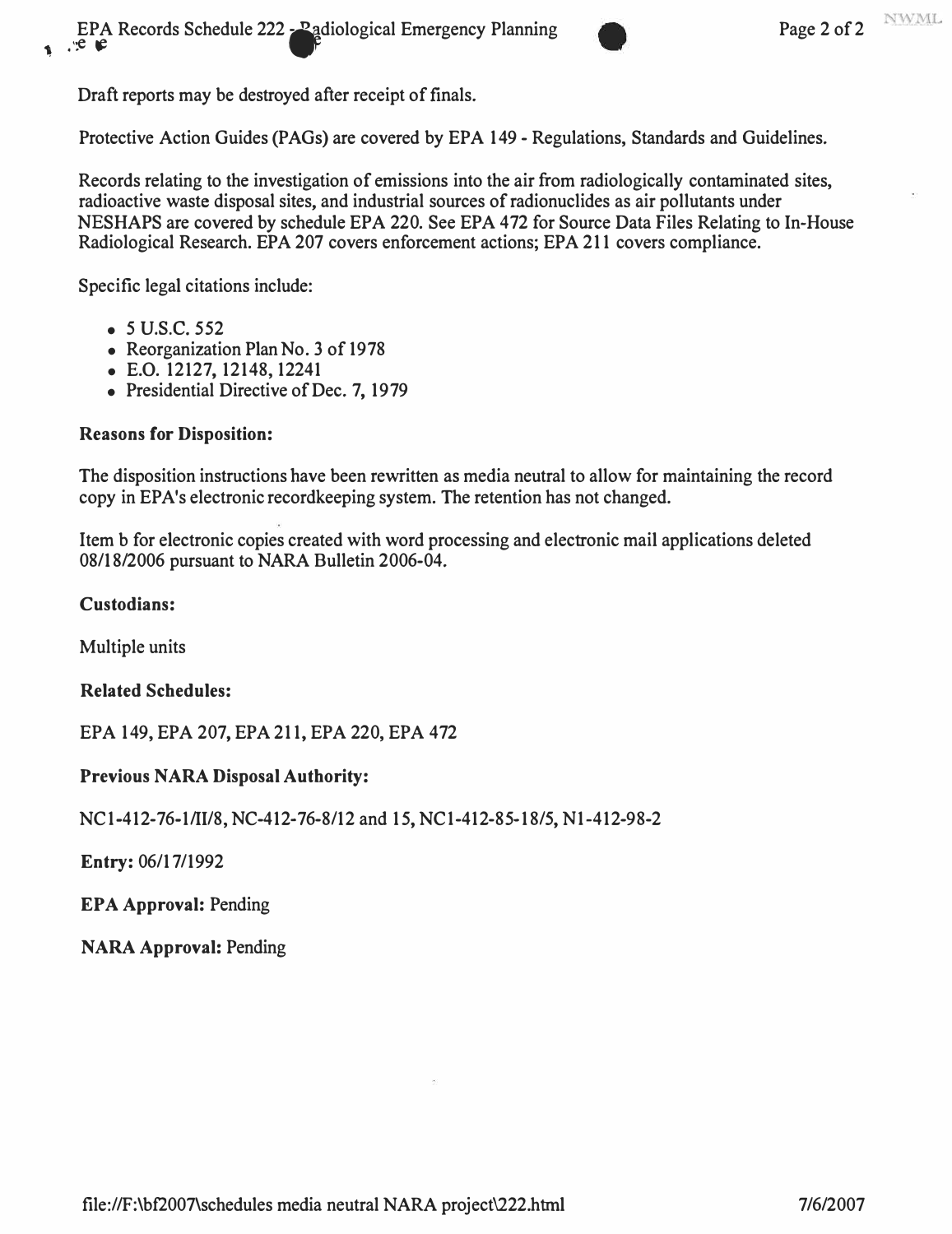Draft reports may be destroyed after receipt of finals.

Protective Action Guides (PAGs) are covered by EPA 149 - Regulations, Standards and Guidelines.

Records relating to the investigation of emissions into the air from radiologically contaminated sites, radioactive waste disposal sites, and industrial sources of radionuclides as air pollutants under NESHAPS are covered by schedule EPA 220. See EPA 472 for Source Data Files Relating to In-House Radiological Research. EPA 207 covers enforcement actions; EPA 211 covers compliance.

Specific legal citations include:

- 5 U.S.C. 552
- Reorganization Plan No. 3 of 1978
- E.O. 12127, 12148, 12241
- Presidential Directive of Dec. 7, 1979

**Reasons for Disposition:**

The disposition instructions have been rewritten as media neutral to allow for maintaining the record copy in EPA's electronic recordkeeping system. The retention has not changed.

Item b for electronic copies created with word processing and electronic mail applications deleted 08/18/2006 pursuant to NARA Bulletin 2006-04.

**Custodians:**

Multiple units

**Related Schedules:**

EPA 149, EPA 207, EPA 211, EPA 220, EPA 472

**Previous NARA Disposal Authority:**

NC1-412-76-1/II/8, NC-412-76-8/12 and 15, NC1-412-85-18/5, N1-412-98-2

**Entry:** 06/17/1992

**EPA Approval:** Pending

**NARA Approval:** Pending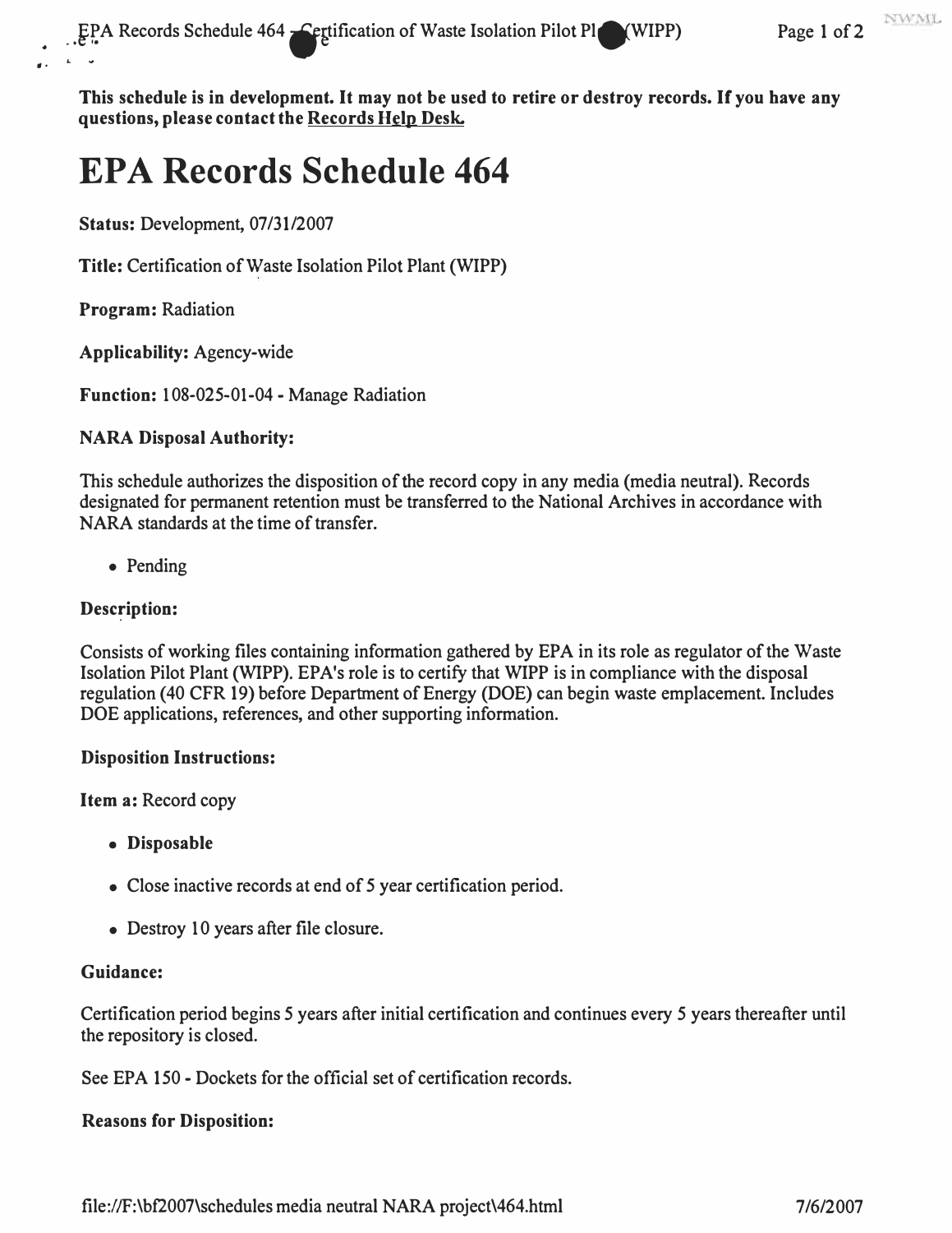**This schedule is in development. It may not be used to retire or destroy records. If you have any questions, please contact the Records Help Desk.**

# EPA Records Schedule 464

**Status:** Development, 07/31/2007

**Title:** Certification of Waste Isolation Pilot Plant (WIPP)

**Program:** Radiation

**Applicability:** Agency-wide

**Function:** 108-025-01-04 - Manage Radiation

**NARA Disposal Authority:**

This schedule authorizes the disposition of the record copy in any media (media neutral). Records designated for permanent retention must be transferred to the National Archives in accordance with NARA standards at the time of transfer.

- Pending

**Description:**

Consists of working files containing information gathered by EPA in its role as regulator of the Waste Isolation Pilot Plant (WIPP). EPA's role is to certify that WIPP is in compliance with the disposal regulation (40 CFR 19) before Department of Energy (DOE) can begin waste emplacement. Includes DOE applications, references, and other supporting information.

**Disposition Instructions:**

**Item a:** Record copy

- **Disposable**
- Close inactive records at end of 5 year certification period.
- Destroy 10 years after file closure.

**Guidance:**

Certification period begins 5 years after initial certification and continues every 5 years thereafter until the repository is closed.

See EPA 150 - Dockets for the official set of certification records.

**Reasons for Disposition:**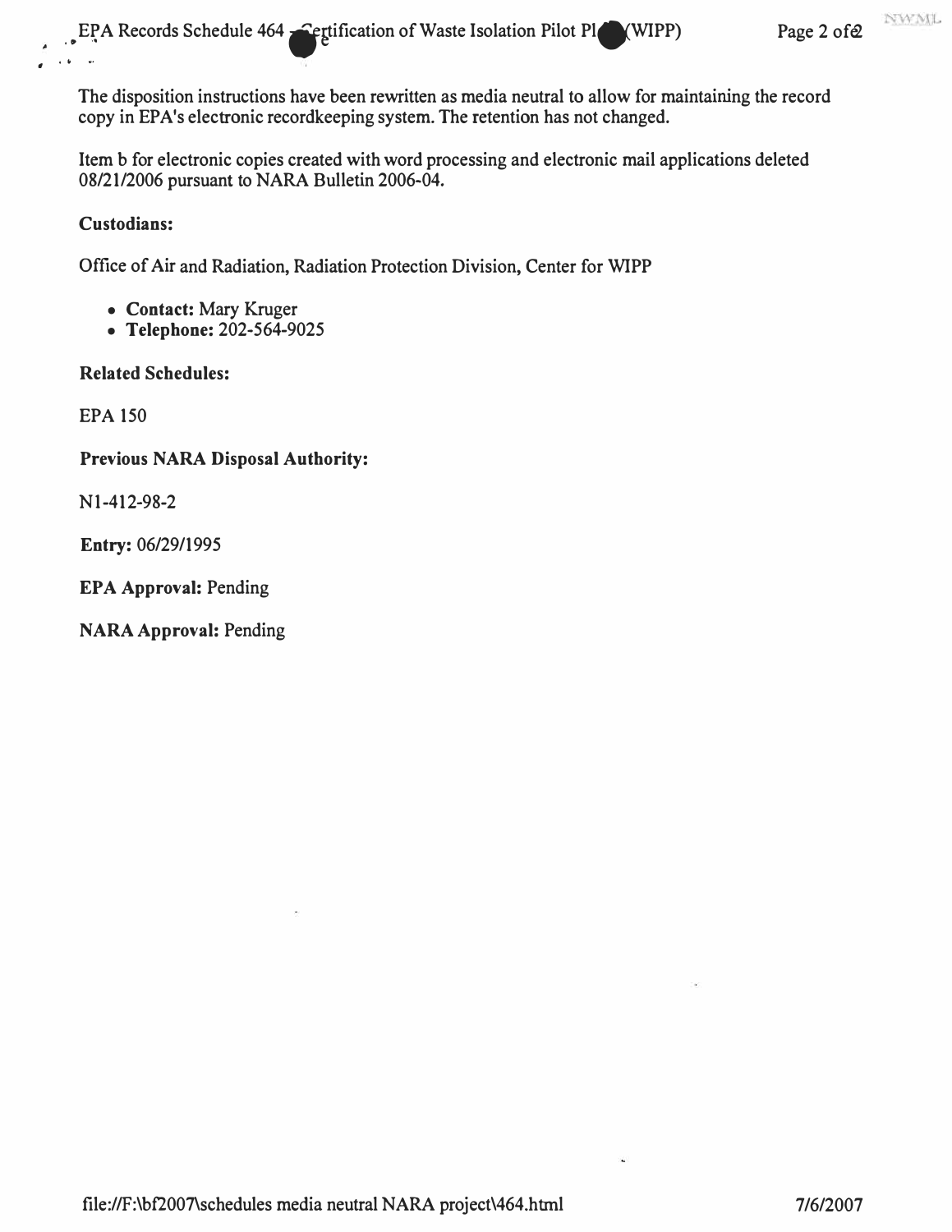The disposition instructions have been rewritten as media neutral to allow for maintaining the record copy in EPA's electronic recordkeeping system. The retention has not changed.

Item b for electronic copies created with word processing and electronic mail applications deleted 08/21/2006 pursuant to NARA Bulletin 2006-04.

**Custodians:**

Office of Air and Radiation, Radiation Protection Division, Center for WIPP

- **Contact:** Mary Kruger
- **Telephone:** 202-564-9025

**Related Schedules:**

EPA 150

**Previous NARA Disposal Authority:**

N1-412-98-2

**Entry:** 06/29/1995

**EPA Approval:** Pending

**NARA Approval:** Pending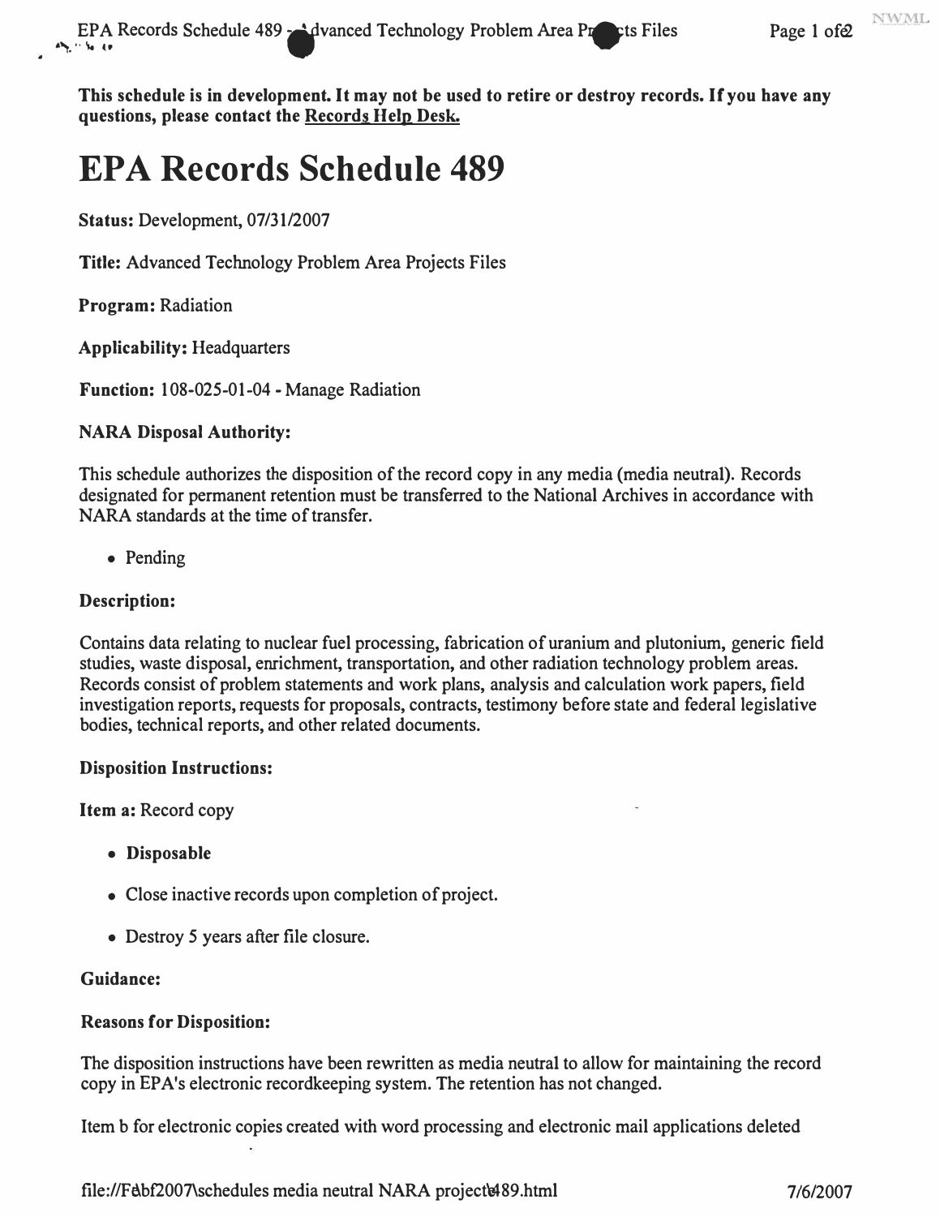**This schedule is in development. It may not be used to retire or destroy records. If you have any questions, please contact the Records Help Desk.**

# EPA Records Schedule 489

**Status:** Development, 07/31/2007

**Title:** Advanced Technology Problem Area Projects Files

**Program:** Radiation

**Applicability:** Headquarters

**Function:** 108-025-01-04 - Manage Radiation

**NARA Disposal Authority:**

This schedule authorizes the disposition of the record copy in any media (media neutral). Records designated for permanent retention must be transferred to the National Archives in accordance with NARA standards at the time of transfer.

- Pending

**Description:**

Contains data relating to nuclear fuel processing, fabrication of uranium and plutonium, generic field studies, waste disposal, enrichment, transportation, and other radiation technology problem areas. Records consist of problem statements and work plans, analysis and calculation work papers, field investigation reports, requests for proposals, contracts, testimony before state and federal legislative bodies, technical reports, and other related documents.

**Disposition Instructions:**

**Item a:** Record copy

- **Disposable**
- Close inactive records upon completion of project.
- Destroy 5 years after file closure.

**Guidance:**

**Reasons for Disposition:**

The disposition instructions have been rewritten as media neutral to allow for maintaining the record copy in EPA's electronic recordkeeping system. The retention has not changed.

Item b for electronic copies created with word processing and electronic mail applications deleted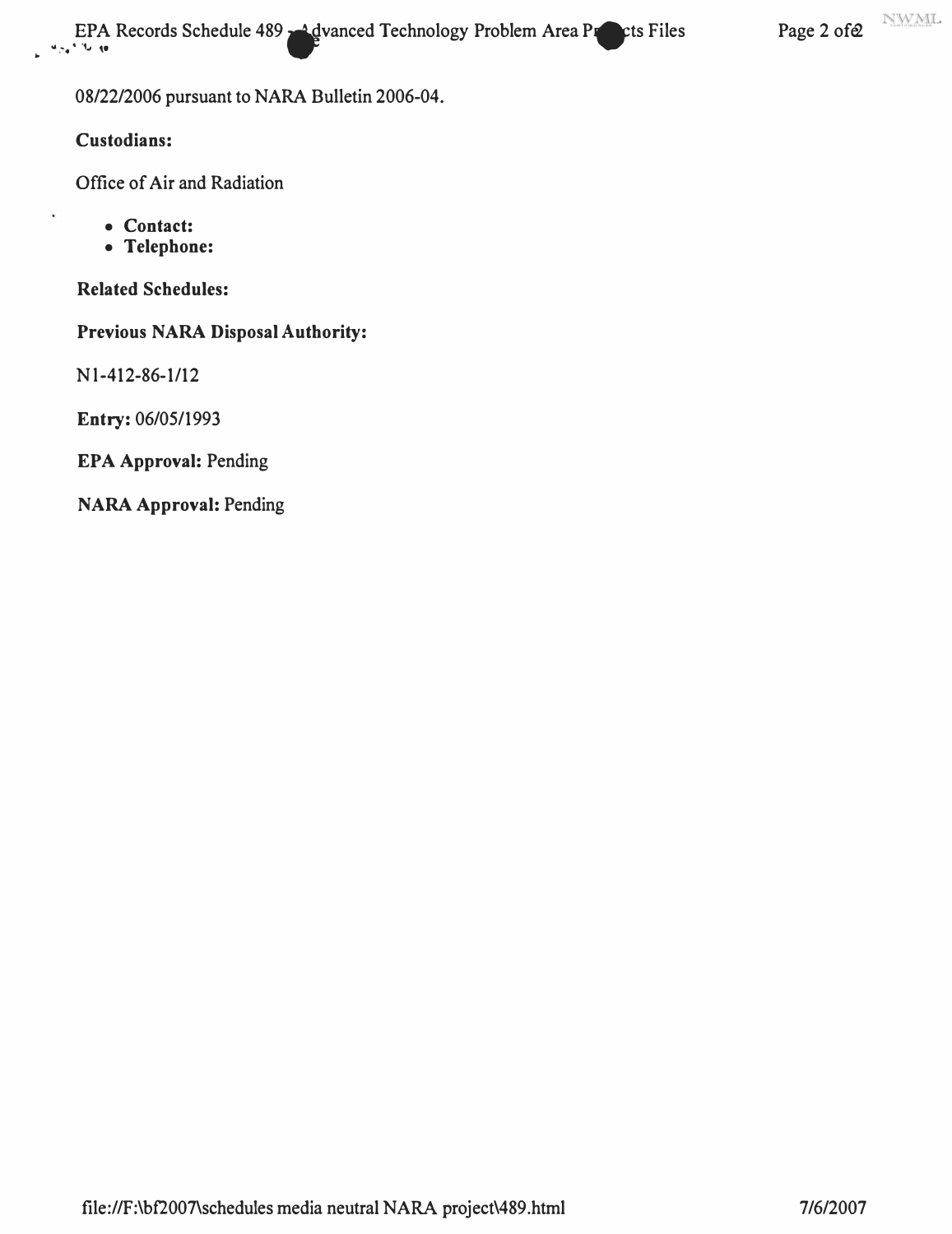08/22/2006 pursuant to NARA Bulletin 2006-04.

**Custodians:**

Office of Air and Radiation

- **Contact:**
- **Telephone:**

**Related Schedules:**

**Previous NARA Disposal Authority:**

N1-412-86-1/12

**Entry:** 06/05/1993

**EPA Approval:** Pending

**NARA Approval:** Pending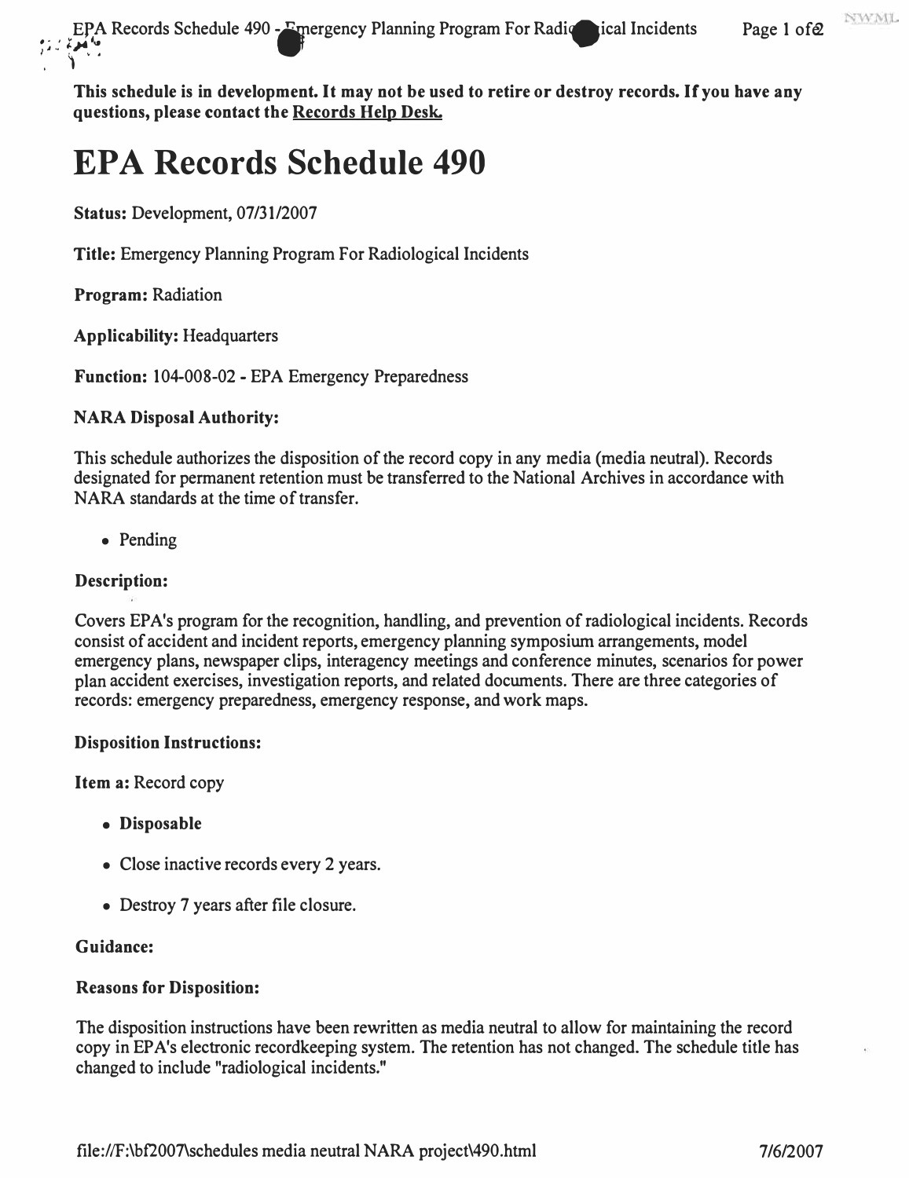**This schedule is in development. It may not be used to retire or destroy records. If you have any questions, please contact the Records Help Desk.**

# EPA Records Schedule 490

**Status:** Development, 07/31/2007

**Title:** Emergency Planning Program For Radiological Incidents

**Program:** Radiation

**Applicability:** Headquarters

**Function:** 104-008-02 - EPA Emergency Preparedness

**NARA Disposal Authority:**

This schedule authorizes the disposition of the record copy in any media (media neutral). Records designated for permanent retention must be transferred to the National Archives in accordance with NARA standards at the time of transfer.

- Pending

**Description:**

Covers EPA's program for the recognition, handling, and prevention of radiological incidents. Records consist of accident and incident reports, emergency planning symposium arrangements, model emergency plans, newspaper clips, interagency meetings and conference minutes, scenarios for power plan accident exercises, investigation reports, and related documents. There are three categories of records: emergency preparedness, emergency response, and work maps.

**Disposition Instructions:**

**Item a:** Record copy

- **Disposable**
- Close inactive records every 2 years.
- Destroy 7 years after file closure.

**Guidance:**

**Reasons for Disposition:**

The disposition instructions have been rewritten as media neutral to allow for maintaining the record copy in EPA's electronic recordkeeping system. The retention has not changed. The schedule title has changed to include "radiological incidents."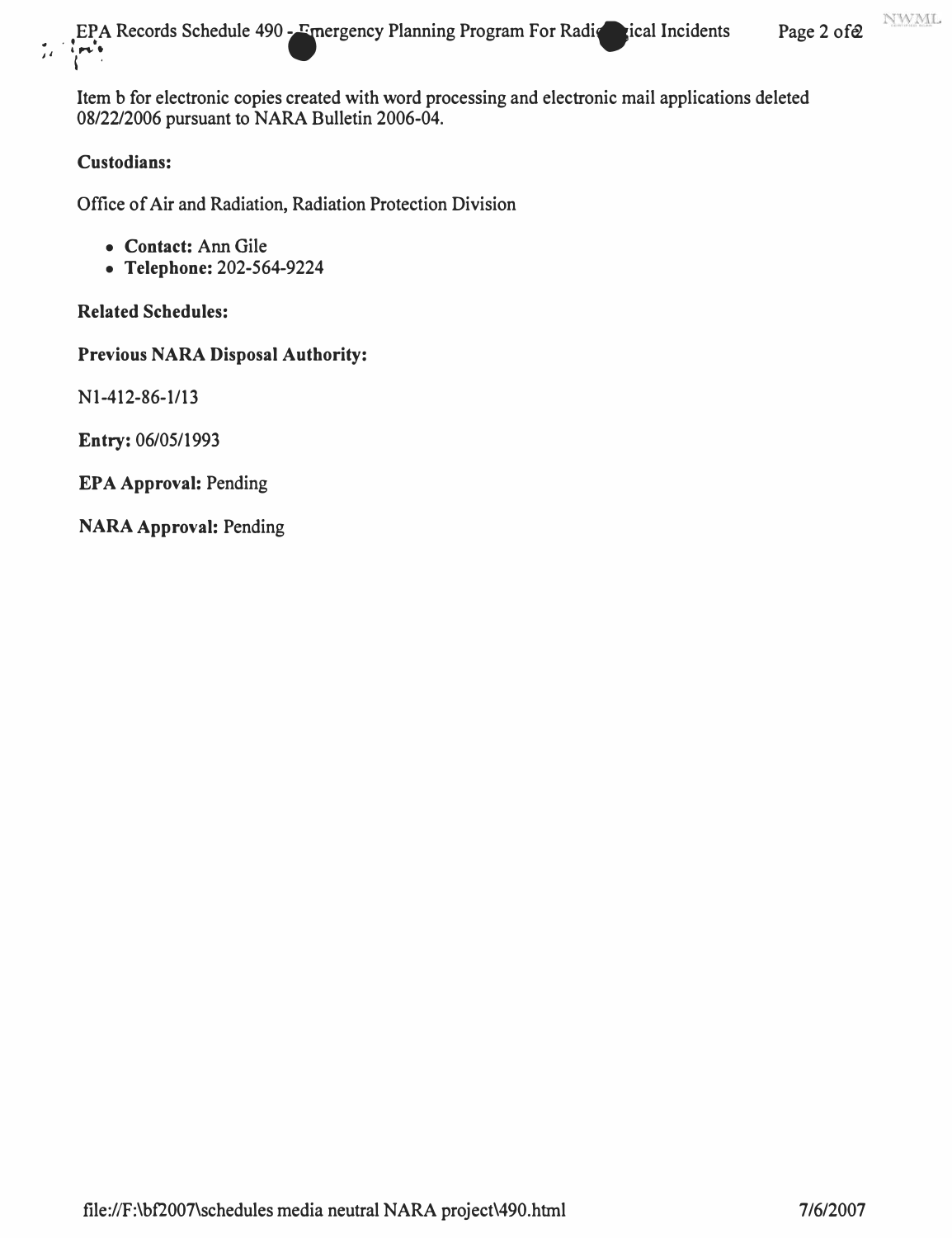Item b for electronic copies created with word processing and electronic mail applications deleted 08/22/2006 pursuant to NARA Bulletin 2006-04.

**Custodians:**

Office of Air and Radiation, Radiation Protection Division

- **Contact:** Ann Gile
- **Telephone:** 202-564-9224

**Related Schedules:**

**Previous NARA Disposal Authority:**

N1-412-86-1/13

**Entry:** 06/05/1993

**EPA Approval:** Pending

**NARA Approval:** Pending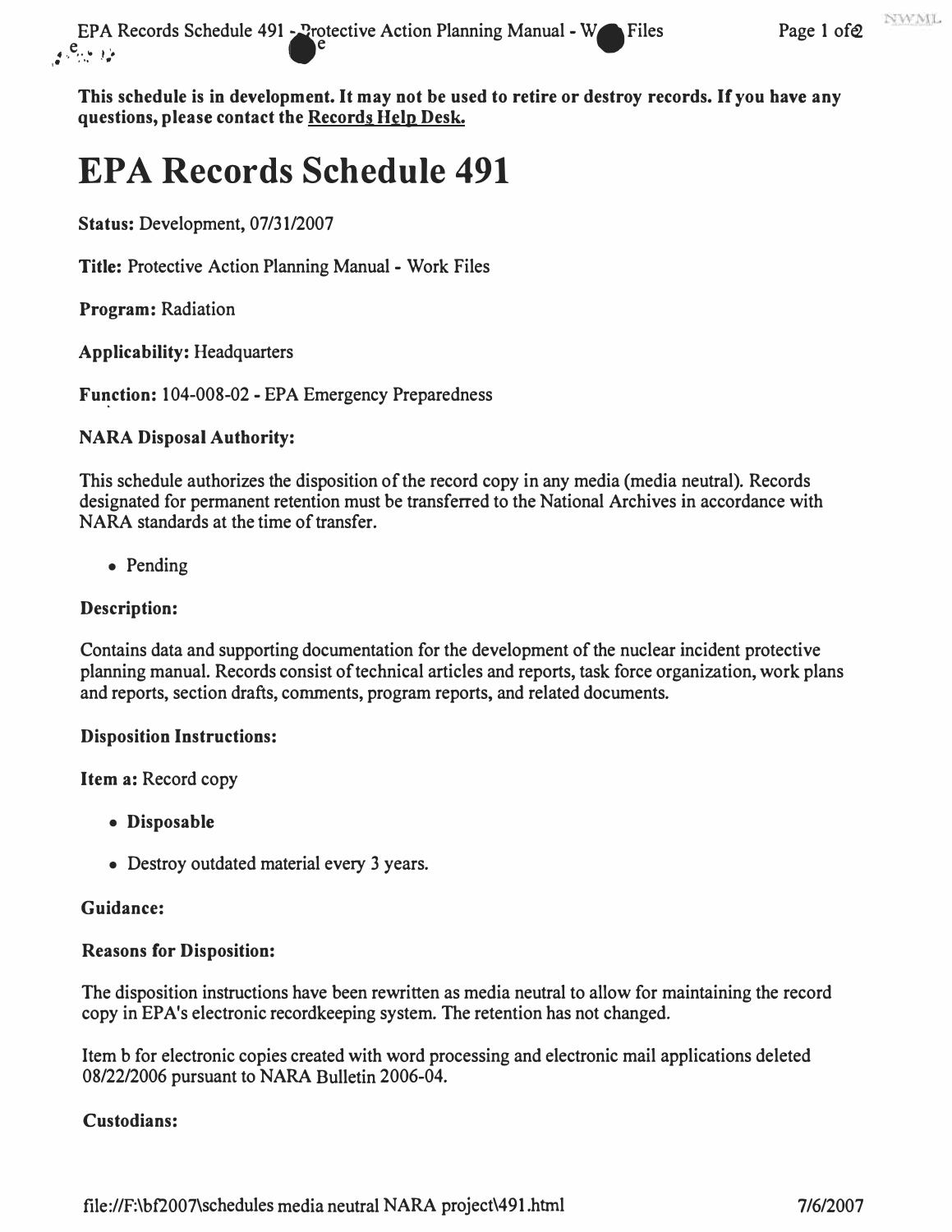**This schedule is in development. It may not be used to retire or destroy records. If you have any questions, please contact the Records Help Desk.**

# EPA Records Schedule 491

**Status:** Development, 07/31/2007

**Title:** Protective Action Planning Manual - Work Files

**Program:** Radiation

**Applicability:** Headquarters

**Function:** 104-008-02 - EPA Emergency Preparedness

**NARA Disposal Authority:**

This schedule authorizes the disposition of the record copy in any media (media neutral). Records designated for permanent retention must be transferred to the National Archives in accordance with NARA standards at the time of transfer.

- Pending

**Description:**

Contains data and supporting documentation for the development of the nuclear incident protective planning manual. Records consist of technical articles and reports, task force organization, work plans and reports, section drafts, comments, program reports, and related documents.

**Disposition Instructions:**

**Item a:** Record copy

- **Disposable**
- Destroy outdated material every 3 years.

**Guidance:**

**Reasons for Disposition:**

The disposition instructions have been rewritten as media neutral to allow for maintaining the record copy in EPA's electronic recordkeeping system. The retention has not changed.

Item b for electronic copies created with word processing and electronic mail applications deleted 08/22/2006 pursuant to NARA Bulletin 2006-04.

**Custodians:**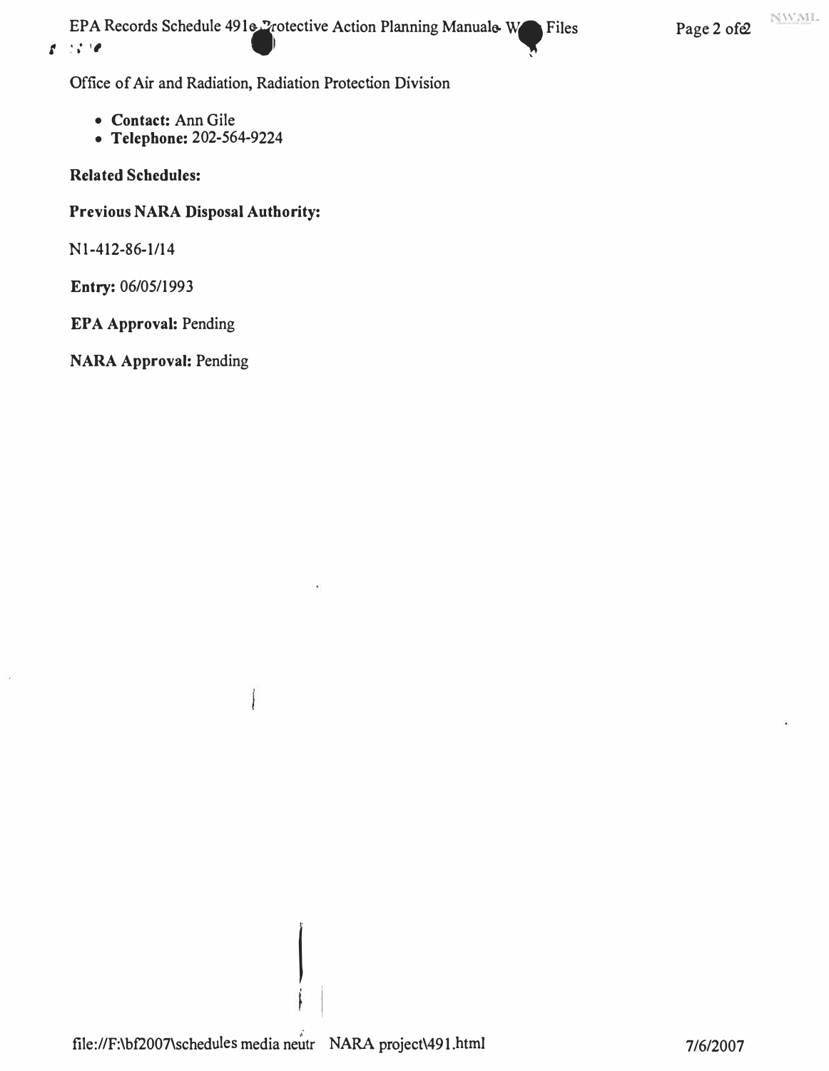Office of Air and Radiation, Radiation Protection Division

- **Contact:** Ann Gile
- **Telephone:** 202-564-9224

**Related Schedules:**

**Previous NARA Disposal Authority:**

N1-412-86-1/14

**Entry:** 06/05/1993

**EPA Approval:** Pending

**NARA Approval:** Pending